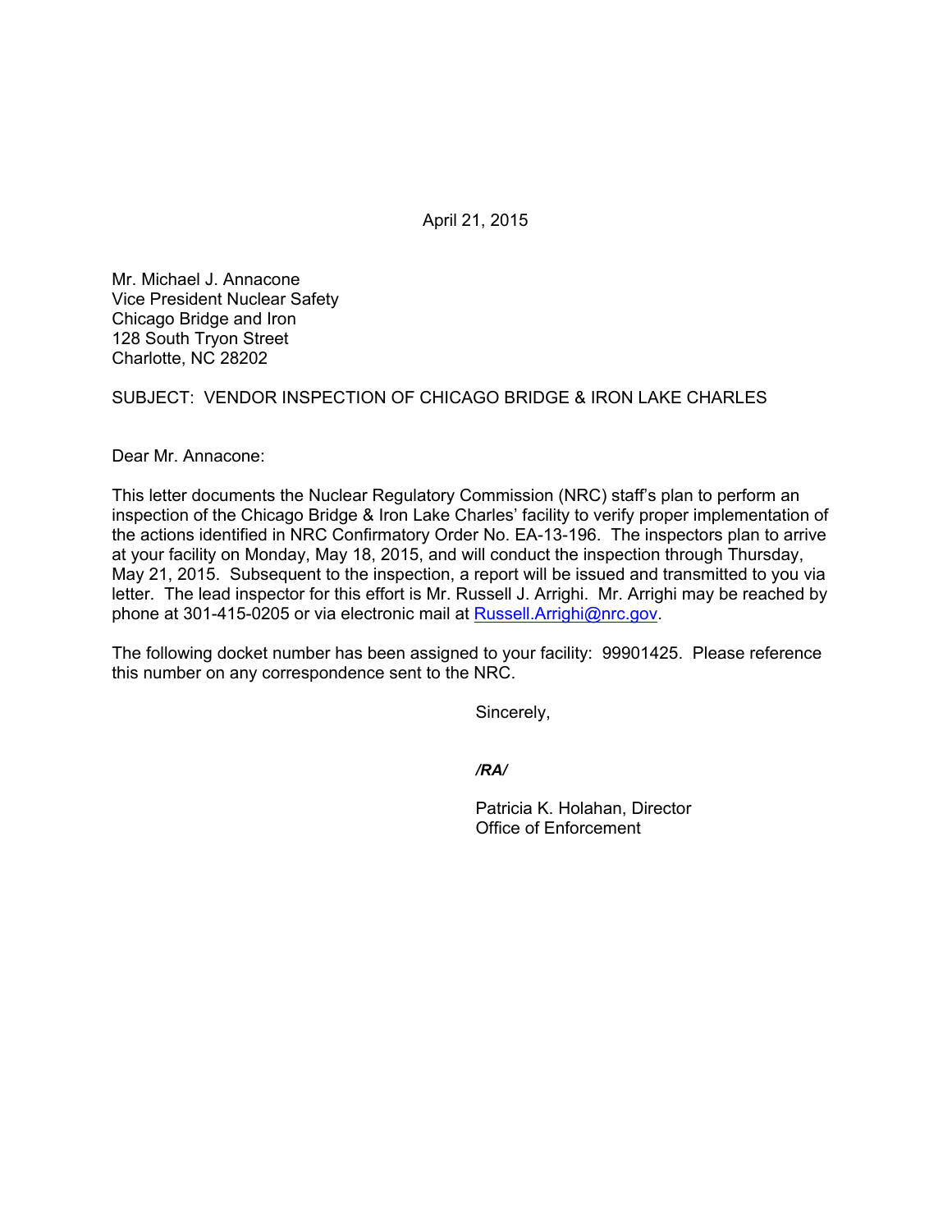April 21, 2015

Mr. Michael J. Annacone
Vice President Nuclear Safety
Chicago Bridge and Iron
128 South Tryon Street
Charlotte, NC 28202

SUBJECT: VENDOR INSPECTION OF CHICAGO BRIDGE & IRON LAKE CHARLES

Dear Mr. Annacone:

This letter documents the Nuclear Regulatory Commission (NRC) staff's plan to perform an inspection of the Chicago Bridge & Iron Lake Charles' facility to verify proper implementation of the actions identified in NRC Confirmatory Order No. EA-13-196. The inspectors plan to arrive at your facility on Monday, May 18, 2015, and will conduct the inspection through Thursday, May 21, 2015. Subsequent to the inspection, a report will be issued and transmitted to you via letter. The lead inspector for this effort is Mr. Russell J. Arrighi. Mr. Arrighi may be reached by phone at 301-415-0205 or via electronic mail at Russell.Arrighi@nrc.gov.

The following docket number has been assigned to your facility: 99901425. Please reference this number on any correspondence sent to the NRC.

Sincerely,

*/RA/*

Patricia K. Holahan, Director
Office of Enforcement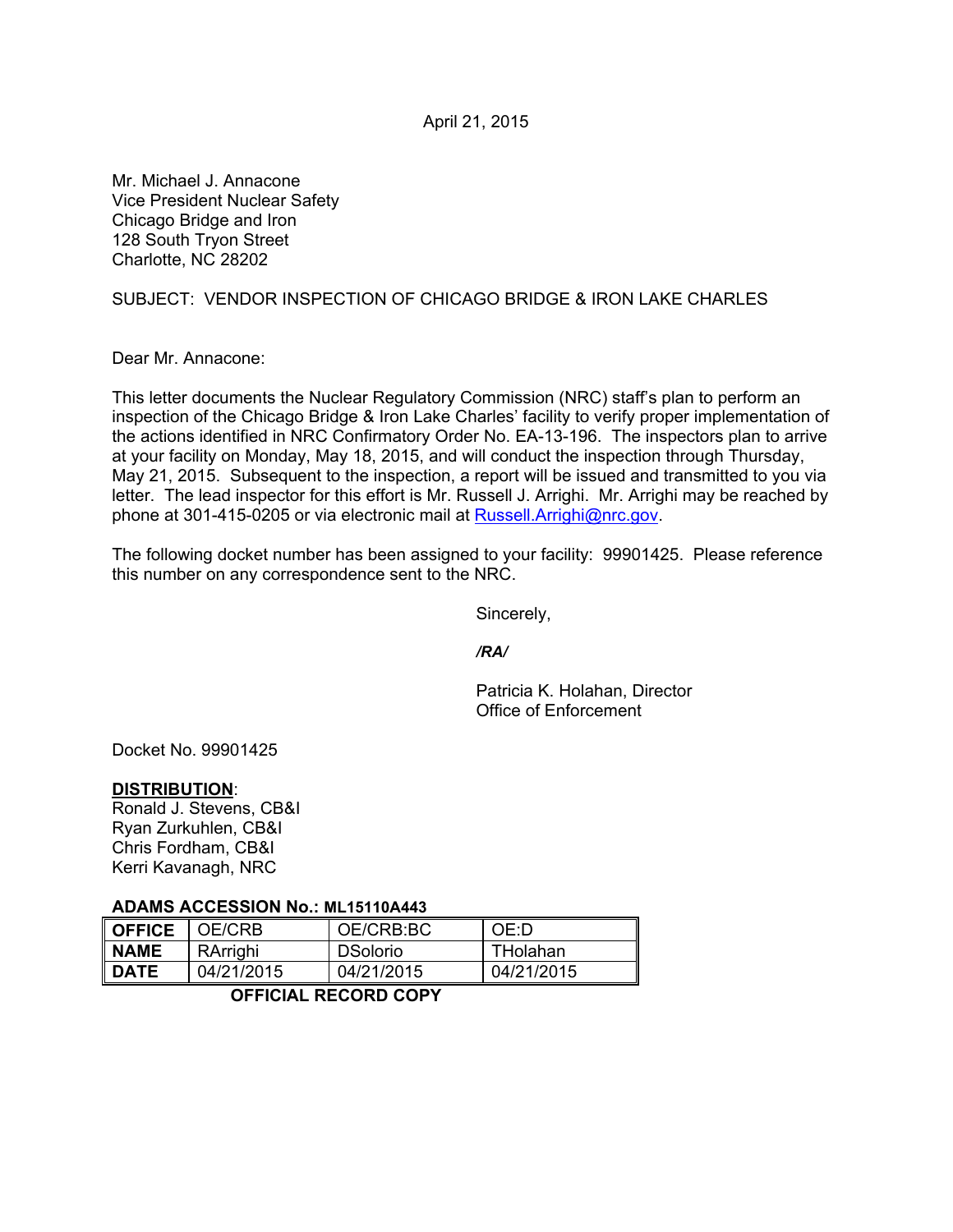April 21, 2015

Mr. Michael J. Annacone
Vice President Nuclear Safety
Chicago Bridge and Iron
128 South Tryon Street
Charlotte, NC 28202

SUBJECT: VENDOR INSPECTION OF CHICAGO BRIDGE & IRON LAKE CHARLES

Dear Mr. Annacone:

This letter documents the Nuclear Regulatory Commission (NRC) staff's plan to perform an inspection of the Chicago Bridge & Iron Lake Charles' facility to verify proper implementation of the actions identified in NRC Confirmatory Order No. EA-13-196. The inspectors plan to arrive at your facility on Monday, May 18, 2015, and will conduct the inspection through Thursday, May 21, 2015. Subsequent to the inspection, a report will be issued and transmitted to you via letter. The lead inspector for this effort is Mr. Russell J. Arrighi. Mr. Arrighi may be reached by phone at 301-415-0205 or via electronic mail at Russell.Arrighi@nrc.gov.

The following docket number has been assigned to your facility: 99901425. Please reference this number on any correspondence sent to the NRC.

Sincerely,

*/RA/*

Patricia K. Holahan, Director
Office of Enforcement

Docket No. 99901425

**DISTRIBUTION**:
Ronald J. Stevens, CB&I
Ryan Zurkuhlen, CB&I
Chris Fordham, CB&I
Kerri Kavanagh, NRC

**ADAMS ACCESSION No.: ML15110A443**

| **OFFICE** | OE/CRB | OE/CRB:BC | OE:D |
|---|---|---|---|
| **NAME** | RArrighi | DSolorio | THolahan |
| **DATE** | 04/21/2015 | 04/21/2015 | 04/21/2015 |

**OFFICIAL RECORD COPY**